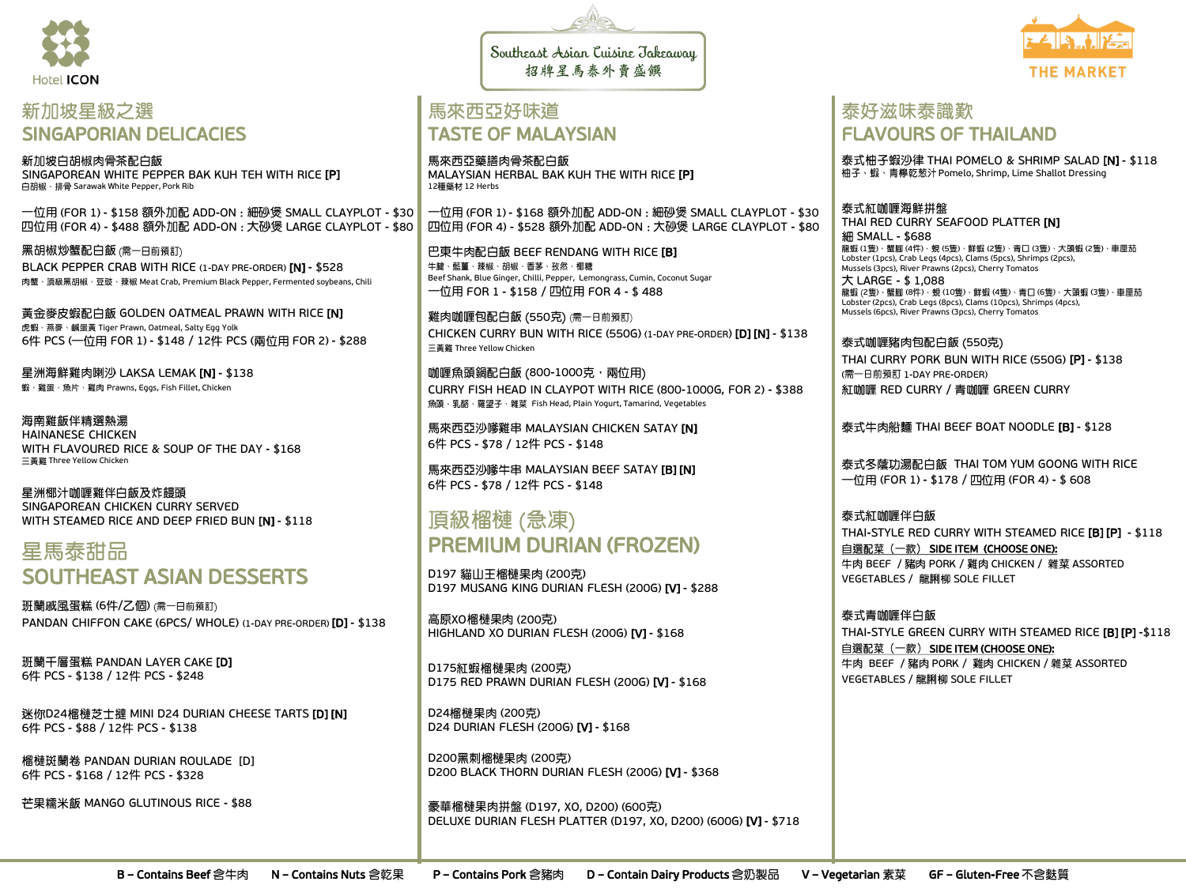Hotel ICON

Southeast Asian Cuisine Takeaway
招牌星馬泰外賣盛饌

THE MARKET

## 新加坡星級之選
## SINGAPORIAN DELICACIES

新加坡白胡椒肉骨茶配白飯
SINGAPOREAN WHITE PEPPER BAK KUH TEH WITH RICE **[P]**
白胡椒、排骨 Sarawak White Pepper, Pork Rib

一位用 (FOR 1) - $158 額外加配 ADD-ON：細砂煲 SMALL CLAYPLOT - $30
四位用 (FOR 4) - $488 額外加配 ADD-ON：大砂煲 LARGE CLAYPLOT - $80

黑胡椒炒蟹配白飯 (需一日前預訂)
BLACK PEPPER CRAB WITH RICE (1-DAY PRE-ORDER) **[N]** - $528
肉蟹、頂級黑胡椒、豆豉、辣椒 Meat Crab, Premium Black Pepper, Fermented soybeans, Chili

黃金麥皮蝦配白飯 GOLDEN OATMEAL PRAWN WITH RICE **[N]**
虎蝦、燕麥、鹹蛋黃 Tiger Prawn, Oatmeal, Salty Egg Yolk
6件 PCS (一位用 FOR 1) - $148 / 12件 PCS (兩位用 FOR 2) - $288

星洲海鮮雞肉喇沙 LAKSA LEMAK **[N]** - $138
蝦、雞蛋、魚片、雞肉 Prawns, Eggs, Fish Fillet, Chicken

海南雞飯伴精選熱湯
HAINANESE CHICKEN
WITH FLAVOURED RICE & SOUP OF THE DAY - $168
三黃雞 Three Yellow Chicken

星洲椰汁咖喱雞伴白飯及炸饅頭
SINGAPOREAN CHICKEN CURRY SERVED
WITH STEAMED RICE AND DEEP FRIED BUN **[N]** - $118

## 星馬泰甜品
## SOUTHEAST ASIAN DESSERTS

班蘭戚風蛋糕 (6件/乙個) (需一日前預訂)
PANDAN CHIFFON CAKE (6PCS/ WHOLE) (1-DAY PRE-ORDER) **[D]** - $138

班蘭千層蛋糕 PANDAN LAYER CAKE **[D]**
6件 PCS - $138 / 12件 PCS - $248

迷你D24榴槤芝士撻 MINI D24 DURIAN CHEESE TARTS **[D] [N]**
6件 PCS - $88 / 12件 PCS - $138

榴槤斑蘭卷 PANDAN DURIAN ROULADE [D]
6件 PCS - $168 / 12件 PCS - $328

芒果糯米飯 MANGO GLUTINOUS RICE - $88

## 馬來西亞好味道
## TASTE OF MALAYSIAN

馬來西亞藥膳肉骨茶配白飯
MALAYSIAN HERBAL BAK KUH THE WITH RICE **[P]**
12種藥材 12 Herbs

一位用 (FOR 1) - $168 額外加配 ADD-ON：細砂煲 SMALL CLAYPLOT - $30
四位用 (FOR 4) - $528 額外加配 ADD-ON：大砂煲 LARGE CLAYPLOT - $80

巴東牛肉配白飯 BEEF RENDANG WITH RICE **[B]**
牛腱、藍薑、辣椒、胡椒、香茅、孜然、椰糖
Beef Shank, Blue Ginger, Chilli, Pepper, Lemongrass, Cumin, Coconut Sugar
一位用 FOR 1 - $158 / 四位用 FOR 4 - $ 488

雞肉咖喱包配白飯 (550克) (需一日前預訂)
CHICKEN CURRY BUN WITH RICE (550G) (1-DAY PRE-ORDER) **[D] [N]** - $138
三黃雞 Three Yellow Chicken

咖喱魚頭鍋配白飯 (800-1000克，兩位用)
CURRY FISH HEAD IN CLAYPOT WITH RICE (800-1000G, FOR 2) - $388
魚頭、乳酪、羅望子、雜菜 Fish Head, Plain Yogurt, Tamarind, Vegetables

馬來西亞沙嗲雞串 MALAYSIAN CHICKEN SATAY **[N]**
6件 PCS - $78 / 12件 PCS - $148

馬來西亞沙嗲牛串 MALAYSIAN BEEF SATAY **[B] [N]**
6件 PCS - $78 / 12件 PCS - $148

## 頂級榴槤 (急凍)
## PREMIUM DURIAN (FROZEN)

D197 貓山王榴槤果肉 (200克)
D197 MUSANG KING DURIAN FLESH (200G) **[V]** - $288

高原XO榴槤果肉 (200克)
HIGHLAND XO DURIAN FLESH (200G) **[V]** - $168

D175紅蝦榴槤果肉 (200克)
D175 RED PRAWN DURIAN FLESH (200G) **[V]** - $168

D24榴槤果肉 (200克)
D24 DURIAN FLESH (200G) **[V]** - $168

D200黑刺榴槤果肉 (200克)
D200 BLACK THORN DURIAN FLESH (200G) **[V]** - $368

豪華榴槤果肉拼盤 (D197, XO, D200) (600克)
DELUXE DURIAN FLESH PLATTER (D197, XO, D200) (600G) **[V]** - $718

## 泰好滋味泰識歎
## FLAVOURS OF THAILAND

泰式柚子蝦沙律 THAI POMELO & SHRIMP SALAD **[N]** - $118
柚子、蝦、青檸乾葱汁 Pomelo, Shrimp, Lime Shallot Dressing

泰式紅咖喱海鮮拼盤
THAI RED CURRY SEAFOOD PLATTER **[N]**
細 SMALL - $688
龍蝦 (1隻)、蟹鉗 (4件)、蜆 (5隻)、鮮蝦 (2隻)、青口 (3隻)、大頭蝦 (2隻)、車厘茄
Lobster (1pcs), Crab Legs (4pcs), Clams (5pcs), Shrimps (2pcs), Mussels (3pcs), River Prawns (2pcs), Cherry Tomatos
大 LARGE - $ 1,088
龍蝦 (2隻)、蟹鉗 (8件)、蜆 (10隻)、鮮蝦 (4隻)、青口 (6隻)、大頭蝦 (3隻)、車厘茄
Lobster (2pcs), Crab Legs (8pcs), Clams (10pcs), Shrimps (4pcs), Mussels (6pcs), River Prawns (3pcs), Cherry Tomatos

泰式咖喱豬肉包配白飯 (550克)
THAI CURRY PORK BUN WITH RICE (550G) **[P]** - $138
(需一日前預訂 1-DAY PRE-ORDER)
紅咖喱 RED CURRY / 青咖喱 GREEN CURRY

泰式牛肉船麵 THAI BEEF BOAT NOODLE **[B]** - $128

泰式冬蔭功湯配白飯 THAI TOM YUM GOONG WITH RICE
一位用 (FOR 1) - $178 / 四位用 (FOR 4) - $ 608

泰式紅咖喱伴白飯
THAI-STYLE RED CURRY WITH STEAMED RICE **[B] [P]** - $118
自選配菜（一款） **SIDE ITEM (CHOOSE ONE):**
牛肉 BEEF / 豬肉 PORK / 雞肉 CHICKEN / 雜菜 ASSORTED VEGETABLES / 龍脷柳 SOLE FILLET

泰式青咖喱伴白飯
THAI-STYLE GREEN CURRY WITH STEAMED RICE **[B] [P]** -$118
自選配菜（一款） **SIDE ITEM (CHOOSE ONE):**
牛肉 BEEF / 豬肉 PORK / 雞肉 CHICKEN / 雜菜 ASSORTED VEGETABLES / 龍脷柳 SOLE FILLET

---

**B – Contains Beef** 含牛肉 **N – Contains Nuts** 含乾果 **P – Contains Pork** 含豬肉 **D – Contain Dairy Products** 含奶製品 **V – Vegetarian** 素菜 **GF – Gluten-Free** 不含麩質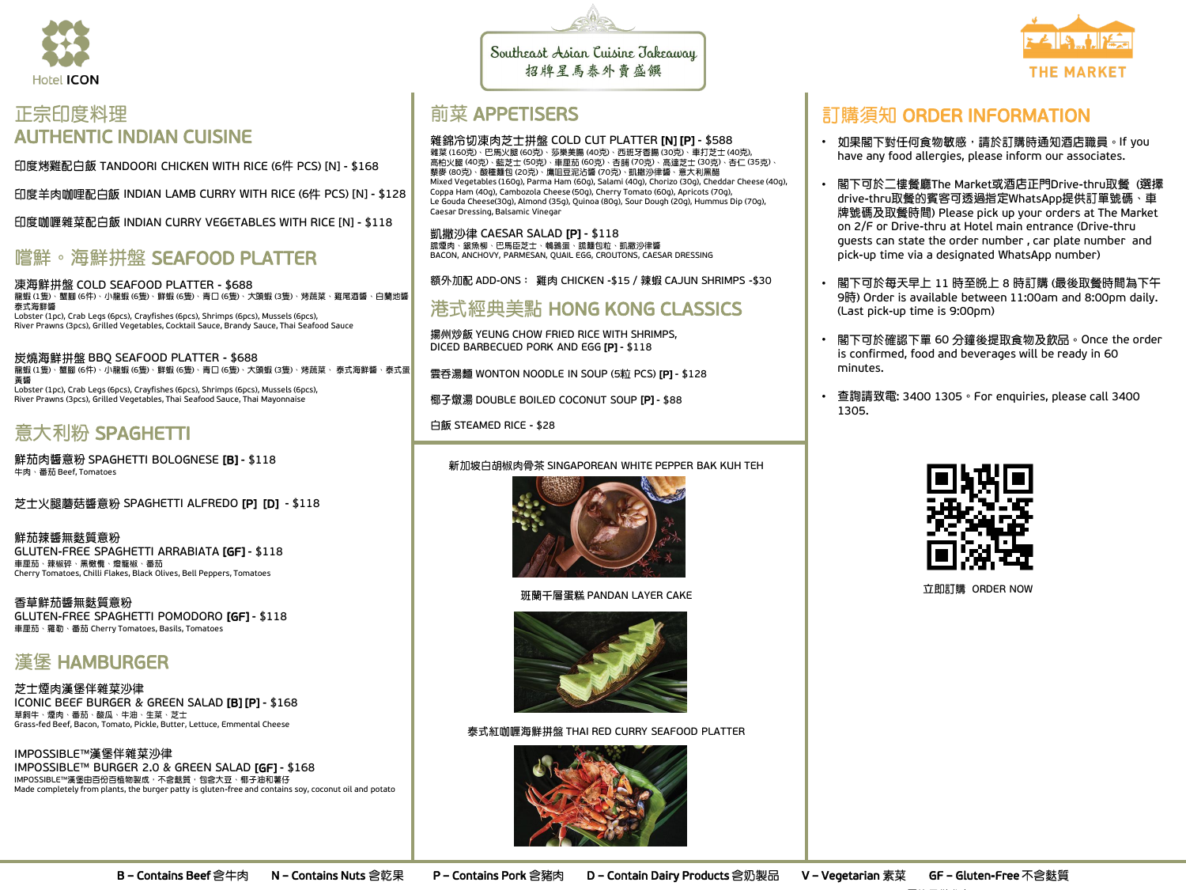Hotel ICON

Southeast Asian Cuisine Takeaway
招牌星馬泰外賣盛饌

THE MARKET

## 正宗印度料理 AUTHENTIC INDIAN CUISINE

印度烤雞配白飯 TANDOORI CHICKEN WITH RICE (6件 PCS) [N] - $168

印度羊肉咖喱配白飯 INDIAN LAMB CURRY WITH RICE (6件 PCS) [N] - $128

印度咖喱雜菜配白飯 INDIAN CURRY VEGETABLES WITH RICE [N] - $118

## 嚐鮮。海鮮拼盤 SEAFOOD PLATTER

凍海鮮拼盤 COLD SEAFOOD PLATTER - $688
龍蝦 (1隻)、蟹腳 (6件)、小龍蝦 (6隻)、鮮蝦 (6隻)、青口 (6隻)、大頭蝦 (3隻)、烤蔬菜、雞尾酒醬、白蘭地醬、泰式海鮮醬
Lobster (1pc), Crab Legs (6pcs), Crayfishes (6pcs), Shrimps (6pcs), Mussels (6pcs), River Prawns (3pcs), Grilled Vegetables, Cocktail Sauce, Brandy Sauce, Thai Seafood Sauce

炭燒海鮮拼盤 BBQ SEAFOOD PLATTER - $688
龍蝦 (1隻)、蟹腳 (6件)、小龍蝦 (6隻)、鮮蝦 (6隻)、青口 (6隻)、大頭蝦 (3隻)、烤蔬菜、 泰式海鮮醬、泰式蛋黃醬
Lobster (1pc), Crab Legs (6pcs), Crayfishes (6pcs), Shrimps (6pcs), Mussels (6pcs), River Prawns (3pcs), Grilled Vegetables, Thai Seafood Sauce, Thai Mayonnaise

## 意大利粉 SPAGHETTI

鮮茄肉醬意粉 SPAGHETTI BOLOGNESE [B] - $118
牛肉、番茄 Beef, Tomatoes

芝士火腿蘑菇醬意粉 SPAGHETTI ALFREDO [P] [D] - $118

鮮茄辣醬無麩質意粉
GLUTEN-FREE SPAGHETTI ARRABIATA [GF] - $118
車厘茄、辣椒碎、黑橄欖、燈籠椒、番茄
Cherry Tomatoes, Chilli Flakes, Black Olives, Bell Peppers, Tomatoes

香草鮮茄醬無麩質意粉
GLUTEN-FREE SPAGHETTI POMODORO [GF] - $118
車厘茄、羅勒、番茄 Cherry Tomatoes, Basils, Tomatoes

## 漢堡 HAMBURGER

芝士煙肉漢堡伴雜菜沙律
ICONIC BEEF BURGER & GREEN SALAD [B] [P] - $168
草飼牛、煙肉、番茄、酸瓜、牛油、生菜、芝士
Grass-fed Beef, Bacon, Tomato, Pickle, Butter, Lettuce, Emmental Cheese

IMPOSSIBLE™漢堡伴雜菜沙律
IMPOSSIBLE™ BURGER 2.0 & GREEN SALAD [GF] - $168
IMPOSSIBLE™漢堡由百份百植物製成，不含麩質，包含大豆、椰子油和薯仔
Made completely from plants, the burger patty is gluten-free and contains soy, coconut oil and potato

## 前菜 APPETISERS

雜錦冷切凍肉芝士拼盤 COLD CUT PLATTER [N] [P] - $588
雜菜 (160克)、巴馬火腿 (60克)、莎樂美腸 (40克)、西班牙香腸 (30克)、車打芝士 (40克)、高柏火腿 (40克)、藍芝士 (50克)、車厘茄 (60克)、杏脯 (70克)、高達芝士 (30克)、杏仁 (35克)、藜麥 (80克)、酸種麵包 (20克)、鷹咀豆泥沾醬 (70克)、凱撒沙律醬、意大利黑醋
Mixed Vegetables (160g), Parma Ham (60g), Salami (40g), Chorizo (30g), Cheddar Cheese (40g), Coppa Ham (40g), Cambozola Cheese (50g), Cherry Tomato (60g), Apricots (70g), Le Gouda Cheese (30g), Almond (35g), Quinoa (80g), Sour Dough (20g), Hummus Dip (70g), Caesar Dressing, Balsamic Vinegar

凱撒沙律 CAESAR SALAD [P] - $118
脆煙肉、銀魚柳、巴馬臣芝士、鵪鶉蛋、脆麵包粒、凱撒沙律醬
BACON, ANCHOVY, PARMESAN, QUAIL EGG, CROUTONS, CAESAR DRESSING

額外加配 ADD-ONS： 雞肉 CHICKEN -$15 / 辣蝦 CAJUN SHRIMPS -$30

## 港式經典美點 HONG KONG CLASSICS

揚州炒飯 YEUNG CHOW FRIED RICE WITH SHRIMPS, DICED BARBECUED PORK AND EGG [P] - $118

雲吞湯麵 WONTON NOODLE IN SOUP (5粒 PCS) [P] - $128

椰子燉湯 DOUBLE BOILED COCONUT SOUP [P] - $88

白飯 STEAMED RICE - $28

新加坡白胡椒肉骨茶 SINGAPOREAN WHITE PEPPER BAK KUH TEH

班蘭千層蛋糕 PANDAN LAYER CAKE

泰式紅咖喱海鮮拼盤 THAI RED CURRY SEAFOOD PLATTER

## 訂購須知 ORDER INFORMATION

- 如果閣下對任何食物敏感，請於訂購時通知酒店職員。If you have any food allergies, please inform our associates.
- 閣下可於二樓餐廳The Market或酒店正門Drive-thru取餐 (選擇drive-thru取餐的賓客可透過指定WhatsApp提供訂單號碼、車牌號碼及取餐時間) Please pick up your orders at The Market on 2/F or Drive-thru at Hotel main entrance (Drive-thru guests can state the order number , car plate number and pick-up time via a designated WhatsApp number)
- 閣下可於每天早上 11 時至晚上 8 時訂購 (最後取餐時間為下午9時) Order is available between 11:00am and 8:00pm daily. (Last pick-up time is 9:00pm)
- 閣下可於確認下單 60 分鐘後提取食物及飲品。Once the order is confirmed, food and beverages will be ready in 60 minutes.
- 查詢請致電: 3400 1305。For enquiries, please call 3400 1305.

立即訂購 ORDER NOW

B – Contains Beef 含牛肉 N – Contains Nuts 含乾果 P – Contains Pork 含豬肉 D – Contain Dairy Products 含奶製品 V – Vegetarian 素菜 GF – Gluten-Free 不含麩質